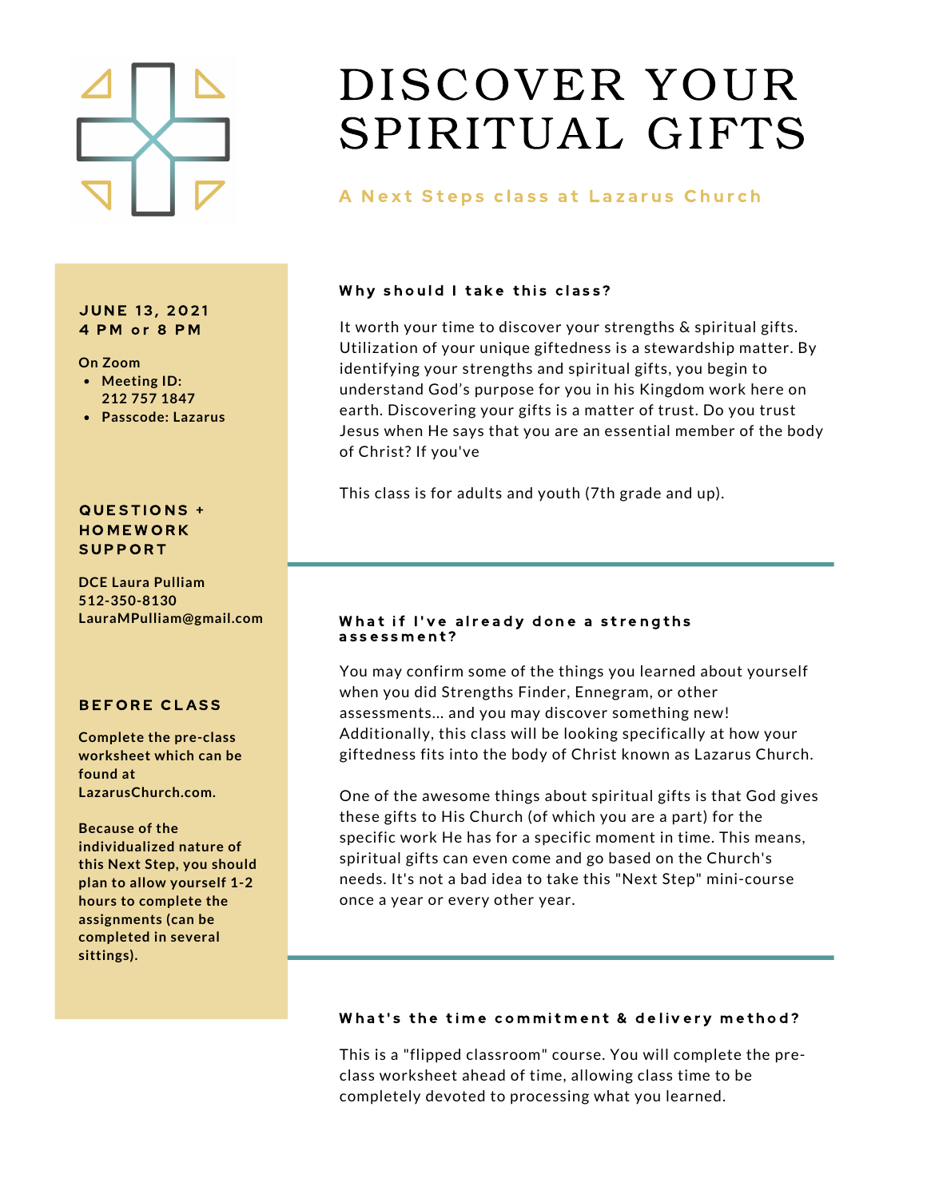# DISCOVER YOUR SPIRITUAL GIFTS

**A Next Steps class at Lazarus Church**

**JUNE 13, 2021**
**4 PM or 8 PM**

**On Zoom**

- **Meeting ID: 212 757 1847**
- **Passcode: Lazarus**

### QUESTIONS + HOMEWORK SUPPORT

**DCE Laura Pulliam**
**512-350-8130**
**LauraMPulliam@gmail.com**

### BEFORE CLASS

**Complete the pre-class worksheet which can be found at LazarusChurch.com.**

**Because of the individualized nature of this Next Step, you should plan to allow yourself 1-2 hours to complete the assignments (can be completed in several sittings).**

### Why should I take this class?

It worth your time to discover your strengths & spiritual gifts. Utilization of your unique giftedness is a stewardship matter. By identifying your strengths and spiritual gifts, you begin to understand God's purpose for you in his Kingdom work here on earth. Discovering your gifts is a matter of trust. Do you trust Jesus when He says that you are an essential member of the body of Christ? If you've

This class is for adults and youth (7th grade and up).

---

### What if I've already done a strengths assessment?

You may confirm some of the things you learned about yourself when you did Strengths Finder, Enneagram, or other assessments... and you may discover something new! Additionally, this class will be looking specifically at how your giftedness fits into the body of Christ known as Lazarus Church.

One of the awesome things about spiritual gifts is that God gives these gifts to His Church (of which you are a part) for the specific work He has for a specific moment in time. This means, spiritual gifts can even come and go based on the Church's needs. It's not a bad idea to take this "Next Step" mini-course once a year or every other year.

---

### What's the time commitment & delivery method?

This is a "flipped classroom" course. You will complete the pre-class worksheet ahead of time, allowing class time to be completely devoted to processing what you learned.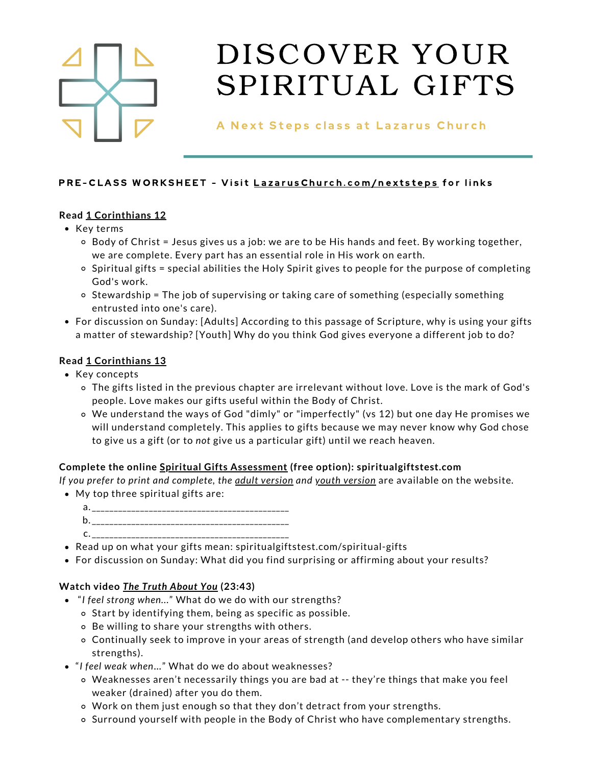# DISCOVER YOUR SPIRITUAL GIFTS

**A Next Steps class at Lazarus Church**

**PRE-CLASS WORKSHEET - Visit LazarusChurch.com/nextsteps for links**

**Read 1 Corinthians 12**

- Key terms
  - Body of Christ = Jesus gives us a job: we are to be His hands and feet. By working together, we are complete. Every part has an essential role in His work on earth.
  - Spiritual gifts = special abilities the Holy Spirit gives to people for the purpose of completing God's work.
  - Stewardship = The job of supervising or taking care of something (especially something entrusted into one's care).
- For discussion on Sunday: [Adults] According to this passage of Scripture, why is using your gifts a matter of stewardship? [Youth] Why do you think God gives everyone a different job to do?

**Read 1 Corinthians 13**

- Key concepts
  - The gifts listed in the previous chapter are irrelevant without love. Love is the mark of God's people. Love makes our gifts useful within the Body of Christ.
  - We understand the ways of God "dimly" or "imperfectly" (vs 12) but one day He promises we will understand completely. This applies to gifts because we may never know why God chose to give us a gift (or to *not* give us a particular gift) until we reach heaven.

**Complete the online Spiritual Gifts Assessment (free option): spiritualgiftstest.com**

*If you prefer to print and complete, the adult version and youth version* are available on the website.

- My top three spiritual gifts are:
  a. ____________________________________________
  b. ____________________________________________
  c. ____________________________________________
- Read up on what your gifts mean: spiritualgiftstest.com/spiritual-gifts
- For discussion on Sunday: What did you find surprising or affirming about your results?

**Watch video *The Truth About You* (23:43)**

- "*I feel strong when...*" What do we do with our strengths?
  - Start by identifying them, being as specific as possible.
  - Be willing to share your strengths with others.
  - Continually seek to improve in your areas of strength (and develop others who have similar strengths).
- "*I feel weak when...*" What do we do about weaknesses?
  - Weaknesses aren't necessarily things you are bad at -- they're things that make you feel weaker (drained) after you do them.
  - Work on them just enough so that they don't detract from your strengths.
  - Surround yourself with people in the Body of Christ who have complementary strengths.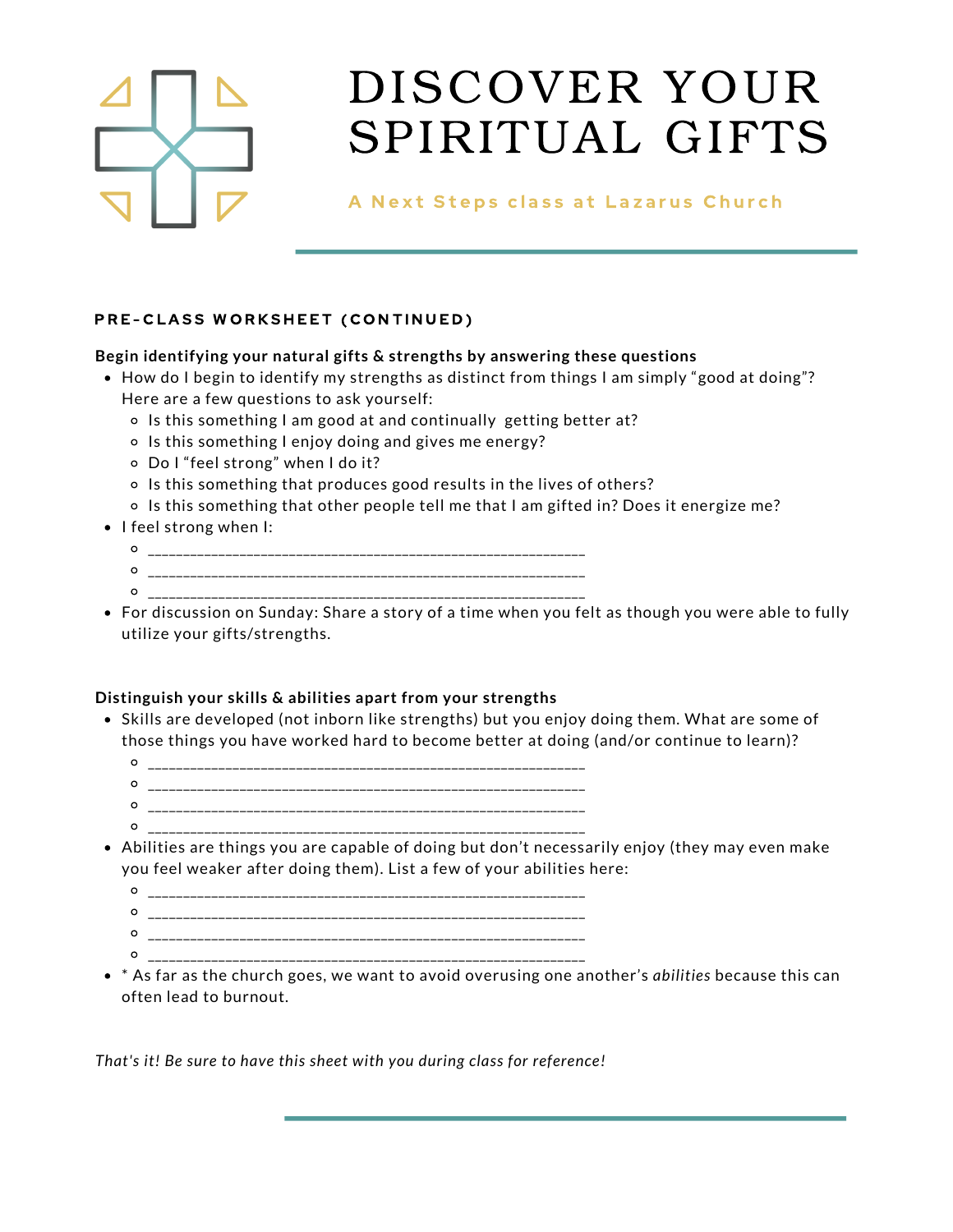# DISCOVER YOUR SPIRITUAL GIFTS

A Next Steps class at Lazarus Church

### PRE-CLASS WORKSHEET (CONTINUED)

**Begin identifying your natural gifts & strengths by answering these questions**

- How do I begin to identify my strengths as distinct from things I am simply "good at doing"? Here are a few questions to ask yourself:
  - Is this something I am good at and continually getting better at?
  - Is this something I enjoy doing and gives me energy?
  - Do I "feel strong" when I do it?
  - Is this something that produces good results in the lives of others?
  - Is this something that other people tell me that I am gifted in? Does it energize me?
- I feel strong when I:
  - ____________________________________________________________
  - ____________________________________________________________
  - ____________________________________________________________
- For discussion on Sunday: Share a story of a time when you felt as though you were able to fully utilize your gifts/strengths.

**Distinguish your skills & abilities apart from your strengths**

- Skills are developed (not inborn like strengths) but you enjoy doing them. What are some of those things you have worked hard to become better at doing (and/or continue to learn)?
  - ____________________________________________________________
  - ____________________________________________________________
  - ____________________________________________________________
  - ____________________________________________________________
- Abilities are things you are capable of doing but don't necessarily enjoy (they may even make you feel weaker after doing them). List a few of your abilities here:
  - ____________________________________________________________
  - ____________________________________________________________
  - ____________________________________________________________
  - ____________________________________________________________
- * As far as the church goes, we want to avoid overusing one another's *abilities* because this can often lead to burnout.

*That's it! Be sure to have this sheet with you during class for reference!*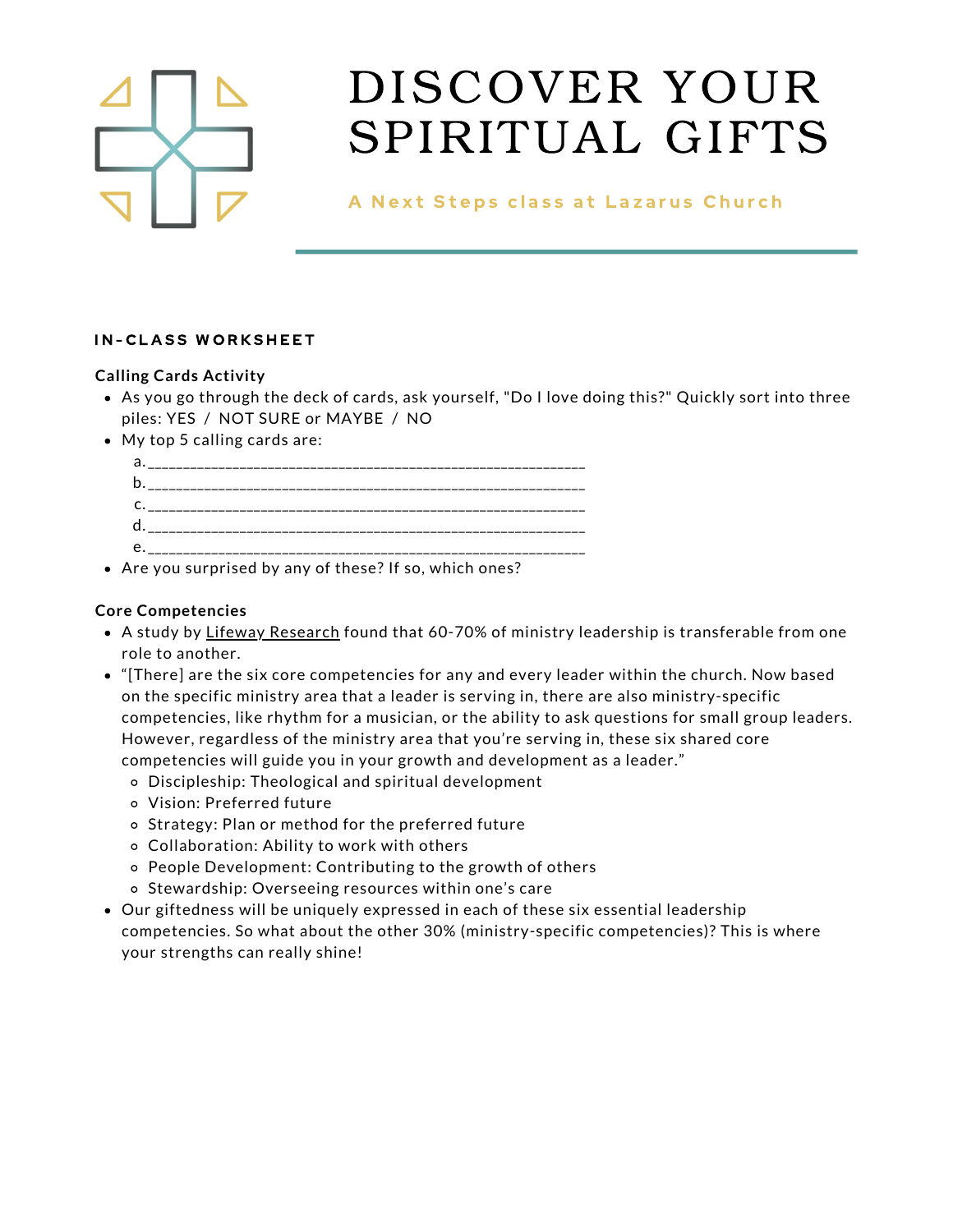# DISCOVER YOUR SPIRITUAL GIFTS

**A Next Steps class at Lazarus Church**

**IN-CLASS WORKSHEET**

**Calling Cards Activity**

- As you go through the deck of cards, ask yourself, "Do I love doing this?" Quickly sort into three piles: YES / NOT SURE or MAYBE / NO
- My top 5 calling cards are:
  - a. ____________________________________________________________
  - b. ____________________________________________________________
  - c. ____________________________________________________________
  - d. ____________________________________________________________
  - e. ____________________________________________________________
- Are you surprised by any of these? If so, which ones?

**Core Competencies**

- A study by Lifeway Research found that 60-70% of ministry leadership is transferable from one role to another.
- "[There] are the six core competencies for any and every leader within the church. Now based on the specific ministry area that a leader is serving in, there are also ministry-specific competencies, like rhythm for a musician, or the ability to ask questions for small group leaders. However, regardless of the ministry area that you're serving in, these six shared core competencies will guide you in your growth and development as a leader."
  - Discipleship: Theological and spiritual development
  - Vision: Preferred future
  - Strategy: Plan or method for the preferred future
  - Collaboration: Ability to work with others
  - People Development: Contributing to the growth of others
  - Stewardship: Overseeing resources within one's care
- Our giftedness will be uniquely expressed in each of these six essential leadership competencies. So what about the other 30% (ministry-specific competencies)? This is where your strengths can really shine!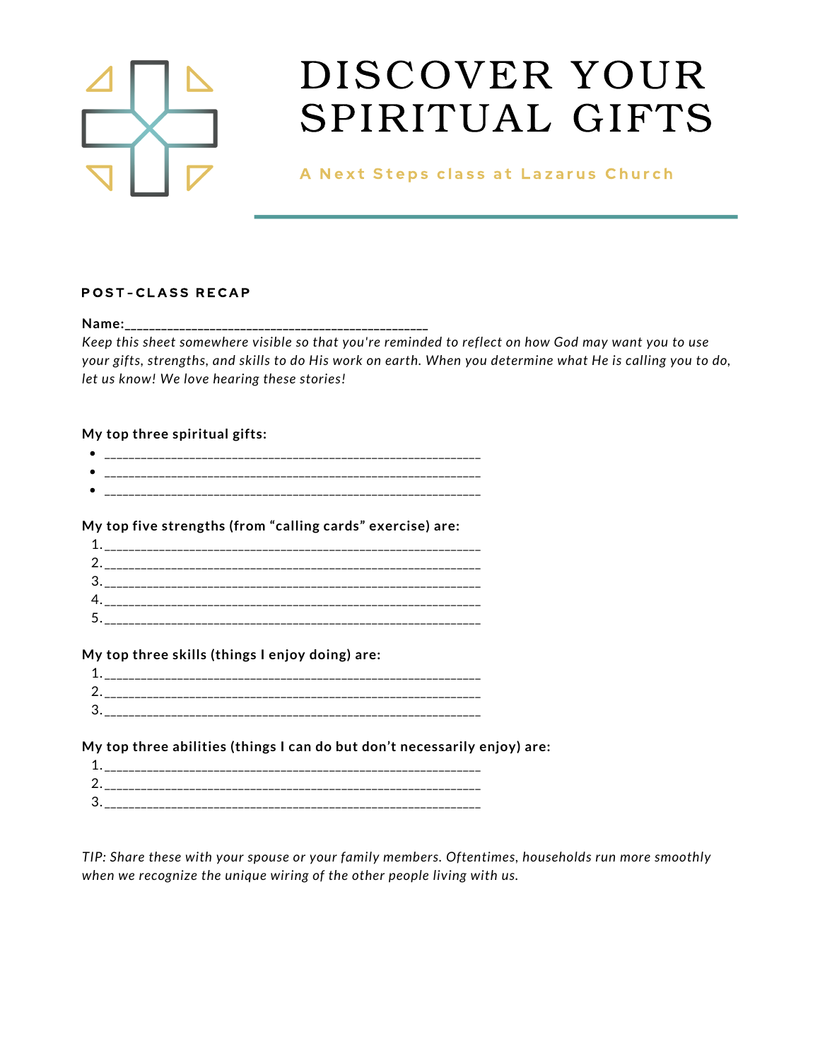# DISCOVER YOUR SPIRITUAL GIFTS

**A Next Steps class at Lazarus Church**

### POST-CLASS RECAP

**Name:**_______________________________________________

*Keep this sheet somewhere visible so that you're reminded to reflect on how God may want you to use your gifts, strengths, and skills to do His work on earth. When you determine what He is calling you to do, let us know! We love hearing these stories!*

**My top three spiritual gifts:**

- ___________________________________________________________
- ___________________________________________________________
- ___________________________________________________________

**My top five strengths (from "calling cards" exercise) are:**

1. ___________________________________________________________
2. ___________________________________________________________
3. ___________________________________________________________
4. ___________________________________________________________
5. ___________________________________________________________

**My top three skills (things I enjoy doing) are:**

1. ___________________________________________________________
2. ___________________________________________________________
3. ___________________________________________________________

**My top three abilities (things I can do but don't necessarily enjoy) are:**

1. ___________________________________________________________
2. ___________________________________________________________
3. ___________________________________________________________

*TIP: Share these with your spouse or your family members. Oftentimes, households run more smoothly when we recognize the unique wiring of the other people living with us.*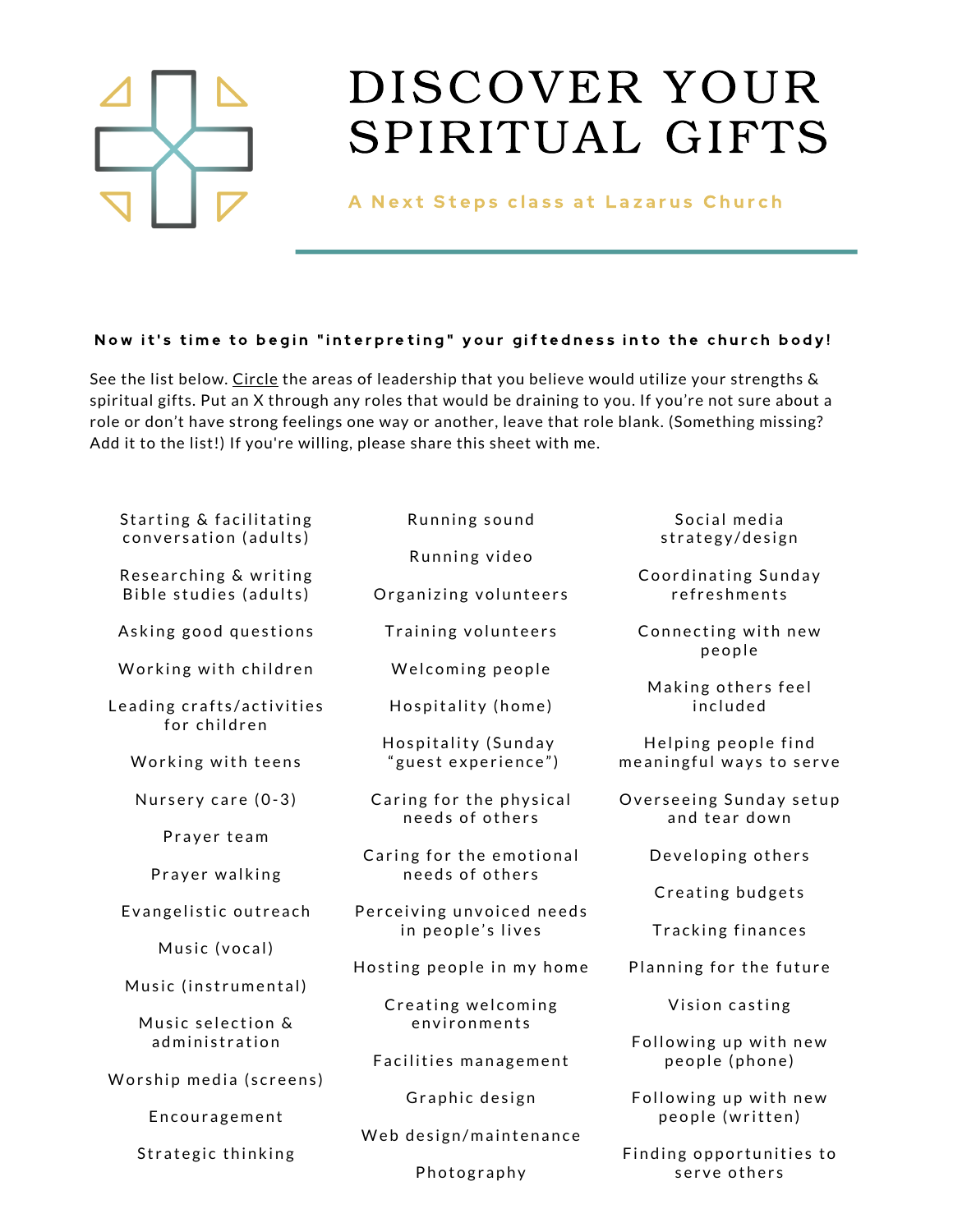# DISCOVER YOUR SPIRITUAL GIFTS

A Next Steps class at Lazarus Church

**Now it's time to begin "interpreting" your giftedness into the church body!**

See the list below. Circle the areas of leadership that you believe would utilize your strengths & spiritual gifts. Put an X through any roles that would be draining to you. If you're not sure about a role or don't have strong feelings one way or another, leave that role blank. (Something missing? Add it to the list!) If you're willing, please share this sheet with me.

- Starting & facilitating conversation (adults)
- Researching & writing Bible studies (adults)
- Asking good questions
- Working with children
- Leading crafts/activities for children
- Working with teens
- Nursery care (0-3)
- Prayer team
- Prayer walking
- Evangelistic outreach
- Music (vocal)
- Music (instrumental)
- Music selection & administration
- Worship media (screens)
- Encouragement
- Strategic thinking

- Running sound
- Running video
- Organizing volunteers
- Training volunteers
- Welcoming people
- Hospitality (home)
- Hospitality (Sunday "guest experience")
- Caring for the physical needs of others
- Caring for the emotional needs of others
- Perceiving unvoiced needs in people's lives
- Hosting people in my home
- Creating welcoming environments
- Facilities management
- Graphic design
- Web design/maintenance
- Photography

- Social media strategy/design
- Coordinating Sunday refreshments
- Connecting with new people
- Making others feel included
- Helping people find meaningful ways to serve
- Overseeing Sunday setup and tear down
- Developing others
- Creating budgets
- Tracking finances
- Planning for the future
- Vision casting
- Following up with new people (phone)
- Following up with new people (written)
- Finding opportunities to serve others